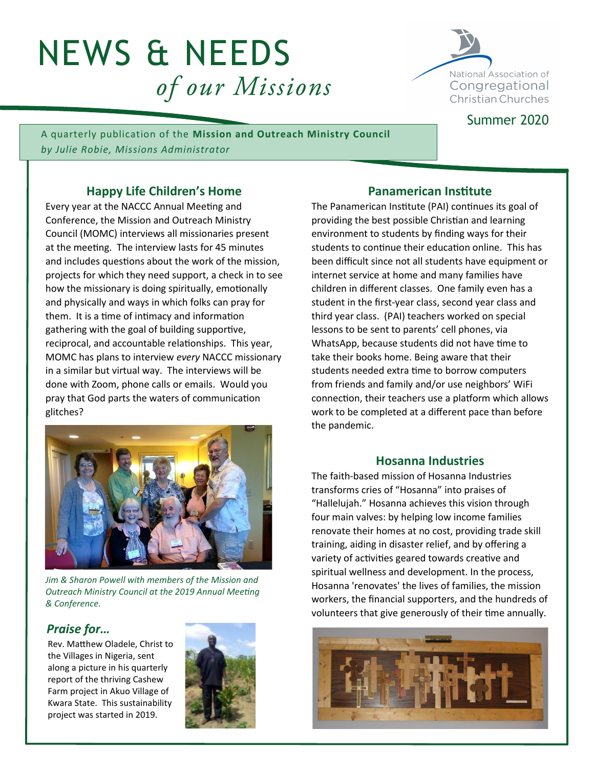# NEWS & NEEDS *of our Missions*

National Association of Congregational Christian Churches

Summer 2020

A quarterly publication of the **Mission and Outreach Ministry Council**
*by Julie Robie, Missions Administrator*

## Happy Life Children's Home

Every year at the NACCC Annual Meeting and Conference, the Mission and Outreach Ministry Council (MOMC) interviews all missionaries present at the meeting. The interview lasts for 45 minutes and includes questions about the work of the mission, projects for which they need support, a check in to see how the missionary is doing spiritually, emotionally and physically and ways in which folks can pray for them. It is a time of intimacy and information gathering with the goal of building supportive, reciprocal, and accountable relationships. This year, MOMC has plans to interview *every* NACCC missionary in a similar but virtual way. The interviews will be done with Zoom, phone calls or emails. Would you pray that God parts the waters of communication glitches?

*Jim & Sharon Powell with members of the Mission and Outreach Ministry Council at the 2019 Annual Meeting & Conference.*

### *Praise for…*

Rev. Matthew Oladele, Christ to the Villages in Nigeria, sent along a picture in his quarterly report of the thriving Cashew Farm project in Akuo Village of Kwara State. This sustainability project was started in 2019.

## Panamerican Institute

The Panamerican Institute (PAI) continues its goal of providing the best possible Christian and learning environment to students by finding ways for their students to continue their education online. This has been difficult since not all students have equipment or internet service at home and many families have children in different classes. One family even has a student in the first-year class, second year class and third year class. (PAI) teachers worked on special lessons to be sent to parents' cell phones, via WhatsApp, because students did not have time to take their books home. Being aware that their students needed extra time to borrow computers from friends and family and/or use neighbors' WiFi connection, their teachers use a platform which allows work to be completed at a different pace than before the pandemic.

## Hosanna Industries

The faith-based mission of Hosanna Industries transforms cries of "Hosanna" into praises of "Hallelujah." Hosanna achieves this vision through four main valves: by helping low income families renovate their homes at no cost, providing trade skill training, aiding in disaster relief, and by offering a variety of activities geared towards creative and spiritual wellness and development. In the process, Hosanna 'renovates' the lives of families, the mission workers, the financial supporters, and the hundreds of volunteers that give generously of their time annually.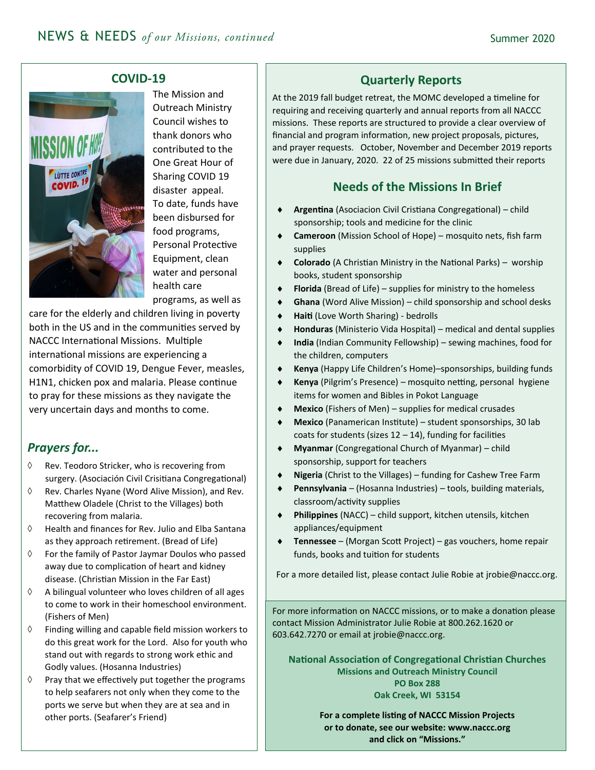# NEWS & NEEDS *of our Missions, continued*

Summer 2020

## COVID-19

The Mission and Outreach Ministry Council wishes to thank donors who contributed to the One Great Hour of Sharing COVID 19 disaster appeal. To date, funds have been disbursed for food programs, Personal Protective Equipment, clean water and personal health care programs, as well as care for the elderly and children living in poverty both in the US and in the communities served by NACCC International Missions. Multiple international missions are experiencing a comorbidity of COVID 19, Dengue Fever, measles, H1N1, chicken pox and malaria. Please continue to pray for these missions as they navigate the very uncertain days and months to come.

## *Prayers for...*

- Rev. Teodoro Stricker, who is recovering from surgery. (Asociación Civil Crisitiana Congregational)
- Rev. Charles Nyane (Word Alive Mission), and Rev. Matthew Oladele (Christ to the Villages) both recovering from malaria.
- Health and finances for Rev. Julio and Elba Santana as they approach retirement. (Bread of Life)
- For the family of Pastor Jaymar Doulos who passed away due to complication of heart and kidney disease. (Christian Mission in the Far East)
- A bilingual volunteer who loves children of all ages to come to work in their homeschool environment. (Fishers of Men)
- Finding willing and capable field mission workers to do this great work for the Lord. Also for youth who stand out with regards to strong work ethic and Godly values. (Hosanna Industries)
- Pray that we effectively put together the programs to help seafarers not only when they come to the ports we serve but when they are at sea and in other ports. (Seafarer's Friend)

## Quarterly Reports

At the 2019 fall budget retreat, the MOMC developed a timeline for requiring and receiving quarterly and annual reports from all NACCC missions. These reports are structured to provide a clear overview of financial and program information, new project proposals, pictures, and prayer requests. October, November and December 2019 reports were due in January, 2020. 22 of 25 missions submitted their reports

## Needs of the Missions In Brief

- **Argentina** (Asociacion Civil Cristiana Congregational) – child sponsorship; tools and medicine for the clinic
- **Cameroon** (Mission School of Hope) – mosquito nets, fish farm supplies
- **Colorado** (A Christian Ministry in the National Parks) – worship books, student sponsorship
- **Florida** (Bread of Life) – supplies for ministry to the homeless
- **Ghana** (Word Alive Mission) – child sponsorship and school desks
- **Haiti** (Love Worth Sharing) - bedrolls
- **Honduras** (Ministerio Vida Hospital) – medical and dental supplies
- **India** (Indian Community Fellowship) – sewing machines, food for the children, computers
- **Kenya** (Happy Life Children's Home)–sponsorships, building funds
- **Kenya** (Pilgrim's Presence) – mosquito netting, personal hygiene items for women and Bibles in Pokot Language
- **Mexico** (Fishers of Men) – supplies for medical crusades
- **Mexico** (Panamerican Institute) – student sponsorships, 30 lab coats for students (sizes 12 – 14), funding for facilities
- **Myanmar** (Congregational Church of Myanmar) – child sponsorship, support for teachers
- **Nigeria** (Christ to the Villages) – funding for Cashew Tree Farm
- **Pennsylvania** – (Hosanna Industries) – tools, building materials, classroom/activity supplies
- **Philippines** (NACC) – child support, kitchen utensils, kitchen appliances/equipment
- **Tennessee** – (Morgan Scott Project) – gas vouchers, home repair funds, books and tuition for students

For a more detailed list, please contact Julie Robie at jrobie@naccc.org.

For more information on NACCC missions, or to make a donation please contact Mission Administrator Julie Robie at 800.262.1620 or 603.642.7270 or email at jrobie@naccc.org.

**National Association of Congregational Christian Churches**
**Missions and Outreach Ministry Council**
**PO Box 288**
**Oak Creek, WI 53154**

**For a complete listing of NACCC Mission Projects or to donate, see our website: www.naccc.org and click on "Missions."**